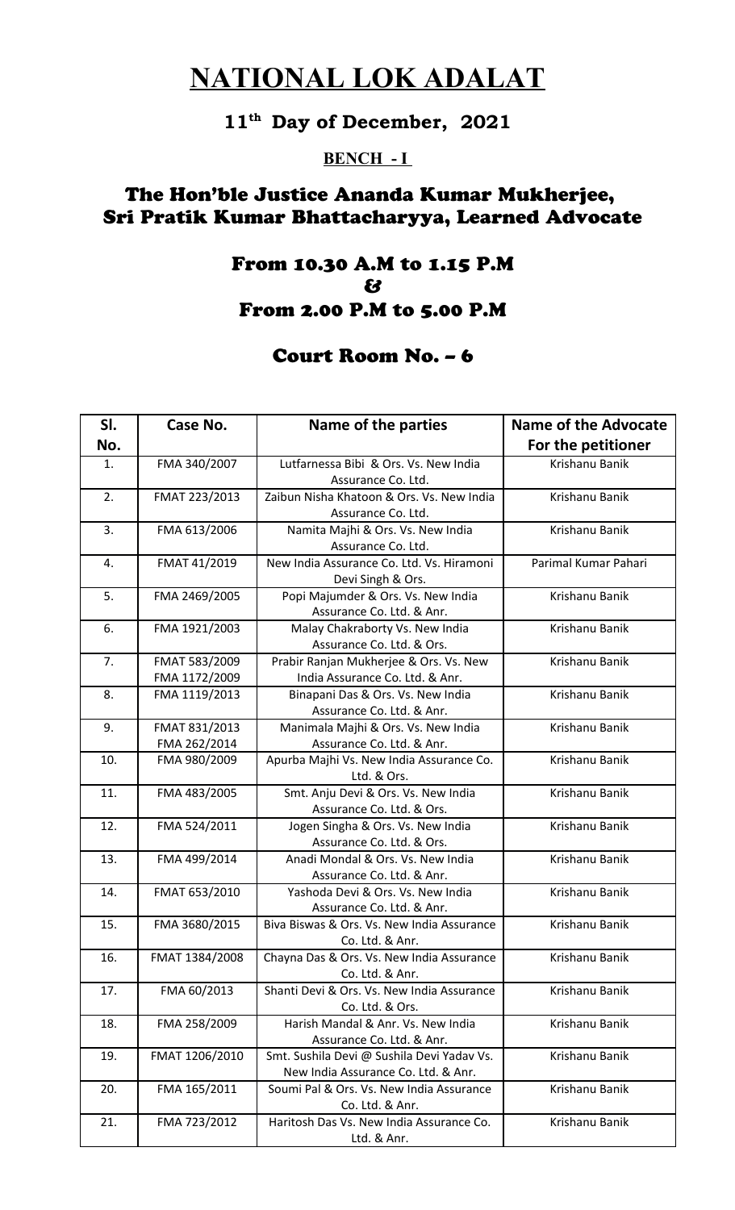# NATIONAL LOK ADALAT

## 11th Day of December, 2021

### BENCH - I

## The Hon'ble Justice Ananda Kumar Mukherjee, Sri Pratik Kumar Bhattacharyya, Learned Advocate

### From 10.30 A.M to 1.15 P.M & From 2.00 P.M to 5.00 P.M

### Court Room No. – 6

| Sl. No. | Case No. | Name of the parties | Name of the Advocate For the petitioner |
|---|---|---|---|
| 1. | FMA 340/2007 | Lutfarnessa Bibi & Ors. Vs. New India Assurance Co. Ltd. | Krishanu Banik |
| 2. | FMAT 223/2013 | Zaibun Nisha Khatoon & Ors. Vs. New India Assurance Co. Ltd. | Krishanu Banik |
| 3. | FMA 613/2006 | Namita Majhi & Ors. Vs. New India Assurance Co. Ltd. | Krishanu Banik |
| 4. | FMAT 41/2019 | New India Assurance Co. Ltd. Vs. Hiramoni Devi Singh & Ors. | Parimal Kumar Pahari |
| 5. | FMA 2469/2005 | Popi Majumder & Ors. Vs. New India Assurance Co. Ltd. & Anr. | Krishanu Banik |
| 6. | FMA 1921/2003 | Malay Chakraborty Vs. New India Assurance Co. Ltd. & Ors. | Krishanu Banik |
| 7. | FMAT 583/2009<br>FMA 1172/2009 | Prabir Ranjan Mukherjee & Ors. Vs. New India Assurance Co. Ltd. & Anr. | Krishanu Banik |
| 8. | FMA 1119/2013 | Binapani Das & Ors. Vs. New India Assurance Co. Ltd. & Anr. | Krishanu Banik |
| 9. | FMAT 831/2013<br>FMA 262/2014 | Manimala Majhi & Ors. Vs. New India Assurance Co. Ltd. & Anr. | Krishanu Banik |
| 10. | FMA 980/2009 | Apurba Majhi Vs. New India Assurance Co. Ltd. & Ors. | Krishanu Banik |
| 11. | FMA 483/2005 | Smt. Anju Devi & Ors. Vs. New India Assurance Co. Ltd. & Ors. | Krishanu Banik |
| 12. | FMA 524/2011 | Jogen Singha & Ors. Vs. New India Assurance Co. Ltd. & Ors. | Krishanu Banik |
| 13. | FMA 499/2014 | Anadi Mondal & Ors. Vs. New India Assurance Co. Ltd. & Anr. | Krishanu Banik |
| 14. | FMAT 653/2010 | Yashoda Devi & Ors. Vs. New India Assurance Co. Ltd. & Anr. | Krishanu Banik |
| 15. | FMA 3680/2015 | Biva Biswas & Ors. Vs. New India Assurance Co. Ltd. & Anr. | Krishanu Banik |
| 16. | FMAT 1384/2008 | Chayna Das & Ors. Vs. New India Assurance Co. Ltd. & Anr. | Krishanu Banik |
| 17. | FMA 60/2013 | Shanti Devi & Ors. Vs. New India Assurance Co. Ltd. & Ors. | Krishanu Banik |
| 18. | FMA 258/2009 | Harish Mandal & Anr. Vs. New India Assurance Co. Ltd. & Anr. | Krishanu Banik |
| 19. | FMAT 1206/2010 | Smt. Sushila Devi @ Sushila Devi Yadav Vs. New India Assurance Co. Ltd. & Anr. | Krishanu Banik |
| 20. | FMA 165/2011 | Soumi Pal & Ors. Vs. New India Assurance Co. Ltd. & Anr. | Krishanu Banik |
| 21. | FMA 723/2012 | Haritosh Das Vs. New India Assurance Co. Ltd. & Anr. | Krishanu Banik |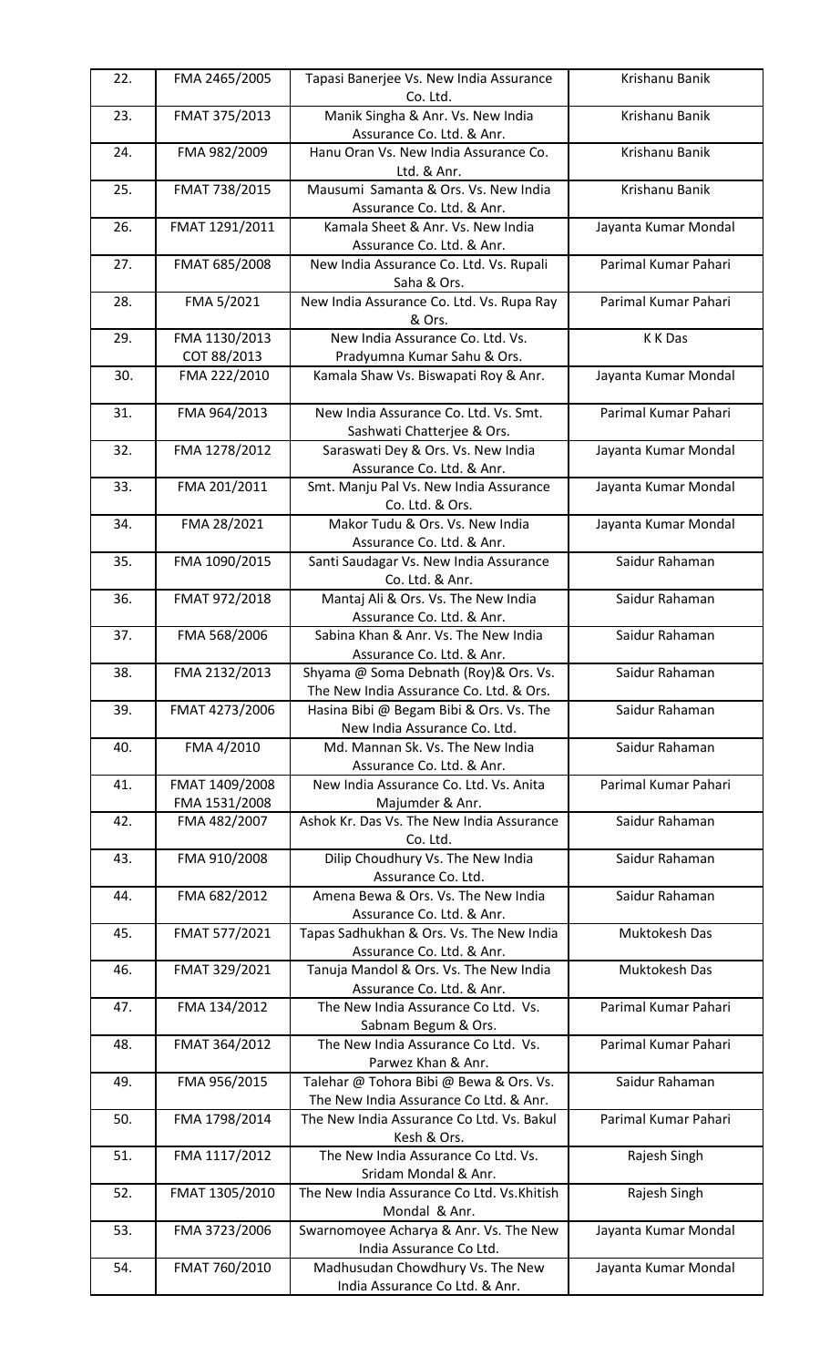| 22. | FMA 2465/2005 | Tapasi Banerjee Vs. New India Assurance Co. Ltd. | Krishanu Banik |
|---|---|---|---|
| 23. | FMAT 375/2013 | Manik Singha & Anr. Vs. New India Assurance Co. Ltd. & Anr. | Krishanu Banik |
| 24. | FMA 982/2009 | Hanu Oran Vs. New India Assurance Co. Ltd. & Anr. | Krishanu Banik |
| 25. | FMAT 738/2015 | Mausumi Samanta & Ors. Vs. New India Assurance Co. Ltd. & Anr. | Krishanu Banik |
| 26. | FMAT 1291/2011 | Kamala Sheet & Anr. Vs. New India Assurance Co. Ltd. & Anr. | Jayanta Kumar Mondal |
| 27. | FMAT 685/2008 | New India Assurance Co. Ltd. Vs. Rupali Saha & Ors. | Parimal Kumar Pahari |
| 28. | FMA 5/2021 | New India Assurance Co. Ltd. Vs. Rupa Ray & Ors. | Parimal Kumar Pahari |
| 29. | FMA 1130/2013 COT 88/2013 | New India Assurance Co. Ltd. Vs. Pradyumna Kumar Sahu & Ors. | K K Das |
| 30. | FMA 222/2010 | Kamala Shaw Vs. Biswapati Roy & Anr. | Jayanta Kumar Mondal |
| 31. | FMA 964/2013 | New India Assurance Co. Ltd. Vs. Smt. Sashwati Chatterjee & Ors. | Parimal Kumar Pahari |
| 32. | FMA 1278/2012 | Saraswati Dey & Ors. Vs. New India Assurance Co. Ltd. & Anr. | Jayanta Kumar Mondal |
| 33. | FMA 201/2011 | Smt. Manju Pal Vs. New India Assurance Co. Ltd. & Ors. | Jayanta Kumar Mondal |
| 34. | FMA 28/2021 | Makor Tudu & Ors. Vs. New India Assurance Co. Ltd. & Anr. | Jayanta Kumar Mondal |
| 35. | FMA 1090/2015 | Santi Saudagar Vs. New India Assurance Co. Ltd. & Anr. | Saidur Rahaman |
| 36. | FMAT 972/2018 | Mantaj Ali & Ors. Vs. The New India Assurance Co. Ltd. & Anr. | Saidur Rahaman |
| 37. | FMA 568/2006 | Sabina Khan & Anr. Vs. The New India Assurance Co. Ltd. & Anr. | Saidur Rahaman |
| 38. | FMA 2132/2013 | Shyama @ Soma Debnath (Roy)& Ors. Vs. The New India Assurance Co. Ltd. & Ors. | Saidur Rahaman |
| 39. | FMAT 4273/2006 | Hasina Bibi @ Begam Bibi & Ors. Vs. The New India Assurance Co. Ltd. | Saidur Rahaman |
| 40. | FMA 4/2010 | Md. Mannan Sk. Vs. The New India Assurance Co. Ltd. & Anr. | Saidur Rahaman |
| 41. | FMAT 1409/2008 FMA 1531/2008 | New India Assurance Co. Ltd. Vs. Anita Majumder & Anr. | Parimal Kumar Pahari |
| 42. | FMA 482/2007 | Ashok Kr. Das Vs. The New India Assurance Co. Ltd. | Saidur Rahaman |
| 43. | FMA 910/2008 | Dilip Choudhury Vs. The New India Assurance Co. Ltd. | Saidur Rahaman |
| 44. | FMA 682/2012 | Amena Bewa & Ors. Vs. The New India Assurance Co. Ltd. & Anr. | Saidur Rahaman |
| 45. | FMAT 577/2021 | Tapas Sadhukhan & Ors. Vs. The New India Assurance Co. Ltd. & Anr. | Muktokesh Das |
| 46. | FMAT 329/2021 | Tanuja Mandol & Ors. Vs. The New India Assurance Co. Ltd. & Anr. | Muktokesh Das |
| 47. | FMA 134/2012 | The New India Assurance Co Ltd. Vs. Sabnam Begum & Ors. | Parimal Kumar Pahari |
| 48. | FMAT 364/2012 | The New India Assurance Co Ltd. Vs. Parwez Khan & Anr. | Parimal Kumar Pahari |
| 49. | FMA 956/2015 | Talehar @ Tohora Bibi @ Bewa & Ors. Vs. The New India Assurance Co Ltd. & Anr. | Saidur Rahaman |
| 50. | FMA 1798/2014 | The New India Assurance Co Ltd. Vs. Bakul Kesh & Ors. | Parimal Kumar Pahari |
| 51. | FMA 1117/2012 | The New India Assurance Co Ltd. Vs. Sridam Mondal & Anr. | Rajesh Singh |
| 52. | FMAT 1305/2010 | The New India Assurance Co Ltd. Vs.Khitish Mondal & Anr. | Rajesh Singh |
| 53. | FMA 3723/2006 | Swarnomoyee Acharya & Anr. Vs. The New India Assurance Co Ltd. | Jayanta Kumar Mondal |
| 54. | FMAT 760/2010 | Madhusudan Chowdhury Vs. The New India Assurance Co Ltd. & Anr. | Jayanta Kumar Mondal |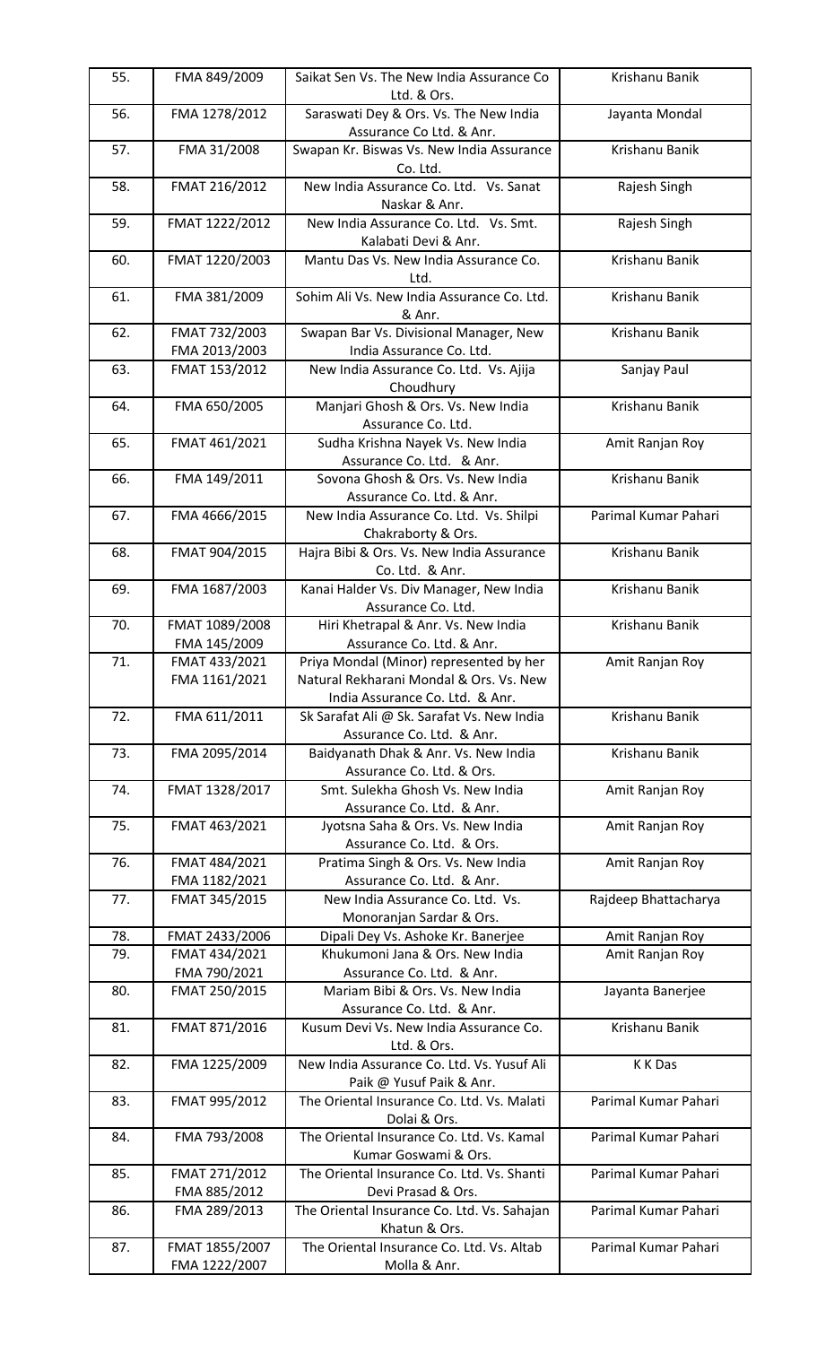| 55. | FMA 849/2009 | Saikat Sen Vs. The New India Assurance Co Ltd. & Ors. | Krishanu Banik |
|---|---|---|---|
| 56. | FMA 1278/2012 | Saraswati Dey & Ors. Vs. The New India Assurance Co Ltd. & Anr. | Jayanta Mondal |
| 57. | FMA 31/2008 | Swapan Kr. Biswas Vs. New India Assurance Co. Ltd. | Krishanu Banik |
| 58. | FMAT 216/2012 | New India Assurance Co. Ltd. Vs. Sanat Naskar & Anr. | Rajesh Singh |
| 59. | FMAT 1222/2012 | New India Assurance Co. Ltd. Vs. Smt. Kalabati Devi & Anr. | Rajesh Singh |
| 60. | FMAT 1220/2003 | Mantu Das Vs. New India Assurance Co. Ltd. | Krishanu Banik |
| 61. | FMA 381/2009 | Sohim Ali Vs. New India Assurance Co. Ltd. & Anr. | Krishanu Banik |
| 62. | FMAT 732/2003<br>FMA 2013/2003 | Swapan Bar Vs. Divisional Manager, New India Assurance Co. Ltd. | Krishanu Banik |
| 63. | FMAT 153/2012 | New India Assurance Co. Ltd. Vs. Ajija Choudhury | Sanjay Paul |
| 64. | FMA 650/2005 | Manjari Ghosh & Ors. Vs. New India Assurance Co. Ltd. | Krishanu Banik |
| 65. | FMAT 461/2021 | Sudha Krishna Nayek Vs. New India Assurance Co. Ltd. & Anr. | Amit Ranjan Roy |
| 66. | FMA 149/2011 | Sovona Ghosh & Ors. Vs. New India Assurance Co. Ltd. & Anr. | Krishanu Banik |
| 67. | FMA 4666/2015 | New India Assurance Co. Ltd. Vs. Shilpi Chakraborty & Ors. | Parimal Kumar Pahari |
| 68. | FMAT 904/2015 | Hajra Bibi & Ors. Vs. New India Assurance Co. Ltd. & Anr. | Krishanu Banik |
| 69. | FMA 1687/2003 | Kanai Halder Vs. Div Manager, New India Assurance Co. Ltd. | Krishanu Banik |
| 70. | FMAT 1089/2008<br>FMA 145/2009 | Hiri Khetrapal & Anr. Vs. New India Assurance Co. Ltd. & Anr. | Krishanu Banik |
| 71. | FMAT 433/2021<br>FMA 1161/2021 | Priya Mondal (Minor) represented by her Natural Rekharani Mondal & Ors. Vs. New India Assurance Co. Ltd. & Anr. | Amit Ranjan Roy |
| 72. | FMA 611/2011 | Sk Sarafat Ali @ Sk. Sarafat Vs. New India Assurance Co. Ltd. & Anr. | Krishanu Banik |
| 73. | FMA 2095/2014 | Baidyanath Dhak & Anr. Vs. New India Assurance Co. Ltd. & Ors. | Krishanu Banik |
| 74. | FMAT 1328/2017 | Smt. Sulekha Ghosh Vs. New India Assurance Co. Ltd. & Anr. | Amit Ranjan Roy |
| 75. | FMAT 463/2021 | Jyotsna Saha & Ors. Vs. New India Assurance Co. Ltd. & Ors. | Amit Ranjan Roy |
| 76. | FMAT 484/2021<br>FMA 1182/2021 | Pratima Singh & Ors. Vs. New India Assurance Co. Ltd. & Anr. | Amit Ranjan Roy |
| 77. | FMAT 345/2015 | New India Assurance Co. Ltd. Vs. Monoranjan Sardar & Ors. | Rajdeep Bhattacharya |
| 78. | FMAT 2433/2006 | Dipali Dey Vs. Ashoke Kr. Banerjee | Amit Ranjan Roy |
| 79. | FMAT 434/2021<br>FMA 790/2021 | Khukumoni Jana & Ors. New India Assurance Co. Ltd. & Anr. | Amit Ranjan Roy |
| 80. | FMAT 250/2015 | Mariam Bibi & Ors. Vs. New India Assurance Co. Ltd. & Anr. | Jayanta Banerjee |
| 81. | FMAT 871/2016 | Kusum Devi Vs. New India Assurance Co. Ltd. & Ors. | Krishanu Banik |
| 82. | FMA 1225/2009 | New India Assurance Co. Ltd. Vs. Yusuf Ali Paik @ Yusuf Paik & Anr. | K K Das |
| 83. | FMAT 995/2012 | The Oriental Insurance Co. Ltd. Vs. Malati Dolai & Ors. | Parimal Kumar Pahari |
| 84. | FMA 793/2008 | The Oriental Insurance Co. Ltd. Vs. Kamal Kumar Goswami & Ors. | Parimal Kumar Pahari |
| 85. | FMAT 271/2012<br>FMA 885/2012 | The Oriental Insurance Co. Ltd. Vs. Shanti Devi Prasad & Ors. | Parimal Kumar Pahari |
| 86. | FMA 289/2013 | The Oriental Insurance Co. Ltd. Vs. Sahajan Khatun & Ors. | Parimal Kumar Pahari |
| 87. | FMAT 1855/2007<br>FMA 1222/2007 | The Oriental Insurance Co. Ltd. Vs. Altab Molla & Anr. | Parimal Kumar Pahari |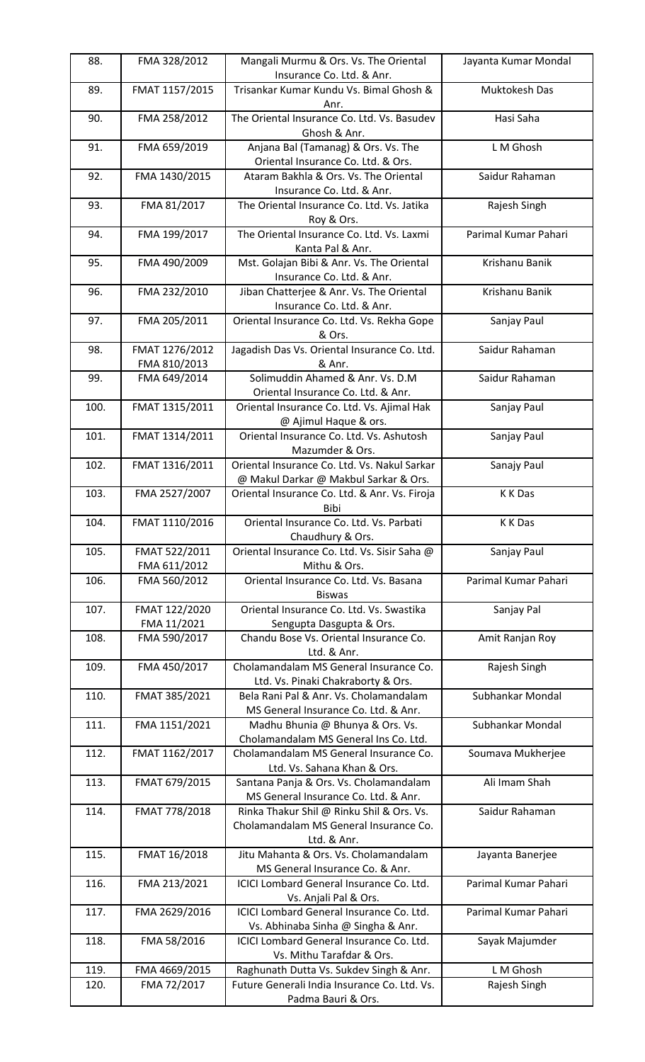| | | | |
|---|---|---|---|
| 88. | FMA 328/2012 | Mangali Murmu & Ors. Vs. The Oriental Insurance Co. Ltd. & Anr. | Jayanta Kumar Mondal |
| 89. | FMAT 1157/2015 | Trisankar Kumar Kundu Vs. Bimal Ghosh & Anr. | Muktokesh Das |
| 90. | FMA 258/2012 | The Oriental Insurance Co. Ltd. Vs. Basudev Ghosh & Anr. | Hasi Saha |
| 91. | FMA 659/2019 | Anjana Bal (Tamanag) & Ors. Vs. The Oriental Insurance Co. Ltd. & Ors. | L M Ghosh |
| 92. | FMA 1430/2015 | Ataram Bakhla & Ors. Vs. The Oriental Insurance Co. Ltd. & Anr. | Saidur Rahaman |
| 93. | FMA 81/2017 | The Oriental Insurance Co. Ltd. Vs. Jatika Roy & Ors. | Rajesh Singh |
| 94. | FMA 199/2017 | The Oriental Insurance Co. Ltd. Vs. Laxmi Kanta Pal & Anr. | Parimal Kumar Pahari |
| 95. | FMA 490/2009 | Mst. Golajan Bibi & Anr. Vs. The Oriental Insurance Co. Ltd. & Anr. | Krishanu Banik |
| 96. | FMA 232/2010 | Jiban Chatterjee & Anr. Vs. The Oriental Insurance Co. Ltd. & Anr. | Krishanu Banik |
| 97. | FMA 205/2011 | Oriental Insurance Co. Ltd. Vs. Rekha Gope & Ors. | Sanjay Paul |
| 98. | FMAT 1276/2012 FMA 810/2013 | Jagadish Das Vs. Oriental Insurance Co. Ltd. & Anr. | Saidur Rahaman |
| 99. | FMA 649/2014 | Solimuddin Ahamed & Anr. Vs. D.M Oriental Insurance Co. Ltd. & Anr. | Saidur Rahaman |
| 100. | FMAT 1315/2011 | Oriental Insurance Co. Ltd. Vs. Ajimal Hak @ Ajimul Haque & ors. | Sanjay Paul |
| 101. | FMAT 1314/2011 | Oriental Insurance Co. Ltd. Vs. Ashutosh Mazumder & Ors. | Sanjay Paul |
| 102. | FMAT 1316/2011 | Oriental Insurance Co. Ltd. Vs. Nakul Sarkar @ Makul Darkar @ Makbul Sarkar & Ors. | Sanajy Paul |
| 103. | FMA 2527/2007 | Oriental Insurance Co. Ltd. & Anr. Vs. Firoja Bibi | K K Das |
| 104. | FMAT 1110/2016 | Oriental Insurance Co. Ltd. Vs. Parbati Chaudhury & Ors. | K K Das |
| 105. | FMAT 522/2011 FMA 611/2012 | Oriental Insurance Co. Ltd. Vs. Sisir Saha @ Mithu & Ors. | Sanjay Paul |
| 106. | FMA 560/2012 | Oriental Insurance Co. Ltd. Vs. Basana Biswas | Parimal Kumar Pahari |
| 107. | FMAT 122/2020 FMA 11/2021 | Oriental Insurance Co. Ltd. Vs. Swastika Sengupta Dasgupta & Ors. | Sanjay Pal |
| 108. | FMA 590/2017 | Chandu Bose Vs. Oriental Insurance Co. Ltd. & Anr. | Amit Ranjan Roy |
| 109. | FMA 450/2017 | Cholamandalam MS General Insurance Co. Ltd. Vs. Pinaki Chakraborty & Ors. | Rajesh Singh |
| 110. | FMAT 385/2021 | Bela Rani Pal & Anr. Vs. Cholamandalam MS General Insurance Co. Ltd. & Anr. | Subhankar Mondal |
| 111. | FMA 1151/2021 | Madhu Bhunia @ Bhunya & Ors. Vs. Cholamandalam MS General Ins Co. Ltd. | Subhankar Mondal |
| 112. | FMAT 1162/2017 | Cholamandalam MS General Insurance Co. Ltd. Vs. Sahana Khan & Ors. | Soumava Mukherjee |
| 113. | FMAT 679/2015 | Santana Panja & Ors. Vs. Cholamandalam MS General Insurance Co. Ltd. & Anr. | Ali Imam Shah |
| 114. | FMAT 778/2018 | Rinka Thakur Shil @ Rinku Shil & Ors. Vs. Cholamandalam MS General Insurance Co. Ltd. & Anr. | Saidur Rahaman |
| 115. | FMAT 16/2018 | Jitu Mahanta & Ors. Vs. Cholamandalam MS General Insurance Co. & Anr. | Jayanta Banerjee |
| 116. | FMA 213/2021 | ICICI Lombard General Insurance Co. Ltd. Vs. Anjali Pal & Ors. | Parimal Kumar Pahari |
| 117. | FMA 2629/2016 | ICICI Lombard General Insurance Co. Ltd. Vs. Abhinaba Sinha @ Singha & Anr. | Parimal Kumar Pahari |
| 118. | FMA 58/2016 | ICICI Lombard General Insurance Co. Ltd. Vs. Mithu Tarafdar & Ors. | Sayak Majumder |
| 119. | FMA 4669/2015 | Raghunath Dutta Vs. Sukdev Singh & Anr. | L M Ghosh |
| 120. | FMA 72/2017 | Future Generali India Insurance Co. Ltd. Vs. Padma Bauri & Ors. | Rajesh Singh |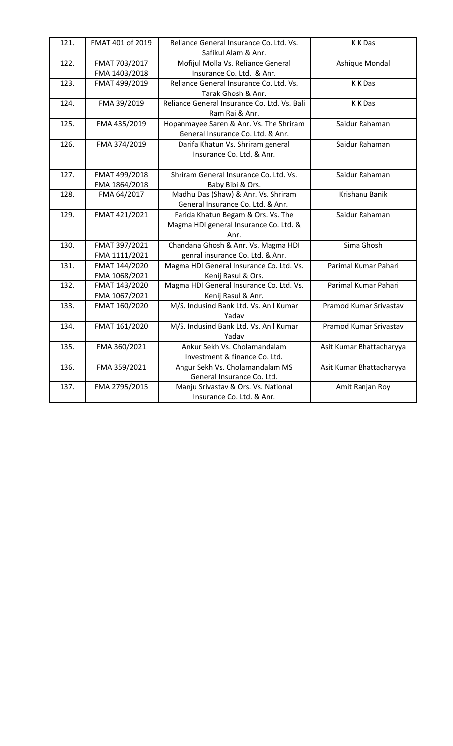| 121. | FMAT 401 of 2019 | Reliance General Insurance Co. Ltd. Vs. Safikul Alam & Anr. | K K Das |
|---|---|---|---|
| 122. | FMAT 703/2017<br>FMA 1403/2018 | Mofijul Molla Vs. Reliance General Insurance Co. Ltd. & Anr. | Ashique Mondal |
| 123. | FMAT 499/2019 | Reliance General Insurance Co. Ltd. Vs. Tarak Ghosh & Anr. | K K Das |
| 124. | FMA 39/2019 | Reliance General Insurance Co. Ltd. Vs. Bali Ram Rai & Anr. | K K Das |
| 125. | FMA 435/2019 | Hopanmayee Saren & Anr. Vs. The Shriram General Insurance Co. Ltd. & Anr. | Saidur Rahaman |
| 126. | FMA 374/2019 | Darifa Khatun Vs. Shriram general Insurance Co. Ltd. & Anr. | Saidur Rahaman |
| 127. | FMAT 499/2018<br>FMA 1864/2018 | Shriram General Insurance Co. Ltd. Vs. Baby Bibi & Ors. | Saidur Rahaman |
| 128. | FMA 64/2017 | Madhu Das (Shaw) & Anr. Vs. Shriram General Insurance Co. Ltd. & Anr. | Krishanu Banik |
| 129. | FMAT 421/2021 | Farida Khatun Begam & Ors. Vs. The Magma HDI general Insurance Co. Ltd. & Anr. | Saidur Rahaman |
| 130. | FMAT 397/2021<br>FMA 1111/2021 | Chandana Ghosh & Anr. Vs. Magma HDI genral insurance Co. Ltd. & Anr. | Sima Ghosh |
| 131. | FMAT 144/2020<br>FMA 1068/2021 | Magma HDI General Insurance Co. Ltd. Vs. Kenij Rasul & Ors. | Parimal Kumar Pahari |
| 132. | FMAT 143/2020<br>FMA 1067/2021 | Magma HDI General Insurance Co. Ltd. Vs. Kenij Rasul & Anr. | Parimal Kumar Pahari |
| 133. | FMAT 160/2020 | M/S. Indusind Bank Ltd. Vs. Anil Kumar Yadav | Pramod Kumar Srivastav |
| 134. | FMAT 161/2020 | M/S. Indusind Bank Ltd. Vs. Anil Kumar Yadav | Pramod Kumar Srivastav |
| 135. | FMA 360/2021 | Ankur Sekh Vs. Cholamandalam Investment & finance Co. Ltd. | Asit Kumar Bhattacharyya |
| 136. | FMA 359/2021 | Angur Sekh Vs. Cholamandalam MS General Insurance Co. Ltd. | Asit Kumar Bhattacharyya |
| 137. | FMA 2795/2015 | Manju Srivastav & Ors. Vs. National Insurance Co. Ltd. & Anr. | Amit Ranjan Roy |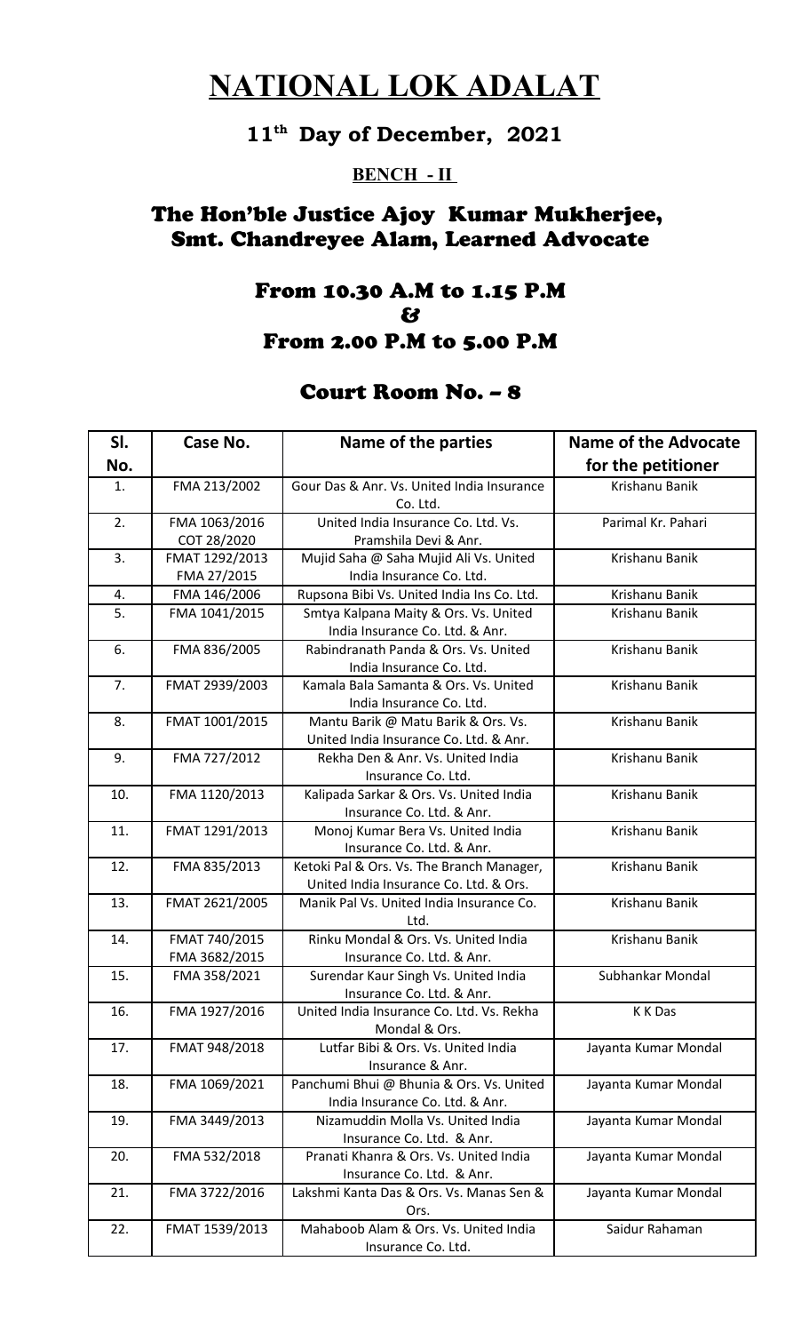# NATIONAL LOK ADALAT

## 11th Day of December, 2021

### BENCH - II

## The Hon'ble Justice Ajoy Kumar Mukherjee, Smt. Chandreyee Alam, Learned Advocate

### From 10.30 A.M to 1.15 P.M & From 2.00 P.M to 5.00 P.M

## Court Room No. – 8

| Sl. No. | Case No. | Name of the parties | Name of the Advocate for the petitioner |
|---|---|---|---|
| 1. | FMA 213/2002 | Gour Das & Anr. Vs. United India Insurance Co. Ltd. | Krishanu Banik |
| 2. | FMA 1063/2016 COT 28/2020 | United India Insurance Co. Ltd. Vs. Pramshila Devi & Anr. | Parimal Kr. Pahari |
| 3. | FMAT 1292/2013 FMA 27/2015 | Mujid Saha @ Saha Mujid Ali Vs. United India Insurance Co. Ltd. | Krishanu Banik |
| 4. | FMA 146/2006 | Rupsona Bibi Vs. United India Ins Co. Ltd. | Krishanu Banik |
| 5. | FMA 1041/2015 | Smtya Kalpana Maity & Ors. Vs. United India Insurance Co. Ltd. & Anr. | Krishanu Banik |
| 6. | FMA 836/2005 | Rabindranath Panda & Ors. Vs. United India Insurance Co. Ltd. | Krishanu Banik |
| 7. | FMAT 2939/2003 | Kamala Bala Samanta & Ors. Vs. United India Insurance Co. Ltd. | Krishanu Banik |
| 8. | FMAT 1001/2015 | Mantu Barik @ Matu Barik & Ors. Vs. United India Insurance Co. Ltd. & Anr. | Krishanu Banik |
| 9. | FMA 727/2012 | Rekha Den & Anr. Vs. United India Insurance Co. Ltd. | Krishanu Banik |
| 10. | FMA 1120/2013 | Kalipada Sarkar & Ors. Vs. United India Insurance Co. Ltd. & Anr. | Krishanu Banik |
| 11. | FMAT 1291/2013 | Monoj Kumar Bera Vs. United India Insurance Co. Ltd. & Anr. | Krishanu Banik |
| 12. | FMA 835/2013 | Ketoki Pal & Ors. Vs. The Branch Manager, United India Insurance Co. Ltd. & Ors. | Krishanu Banik |
| 13. | FMAT 2621/2005 | Manik Pal Vs. United India Insurance Co. Ltd. | Krishanu Banik |
| 14. | FMAT 740/2015 FMA 3682/2015 | Rinku Mondal & Ors. Vs. United India Insurance Co. Ltd. & Anr. | Krishanu Banik |
| 15. | FMA 358/2021 | Surendar Kaur Singh Vs. United India Insurance Co. Ltd. & Anr. | Subhankar Mondal |
| 16. | FMA 1927/2016 | United India Insurance Co. Ltd. Vs. Rekha Mondal & Ors. | K K Das |
| 17. | FMAT 948/2018 | Lutfar Bibi & Ors. Vs. United India Insurance & Anr. | Jayanta Kumar Mondal |
| 18. | FMA 1069/2021 | Panchumi Bhui @ Bhunia & Ors. Vs. United India Insurance Co. Ltd. & Anr. | Jayanta Kumar Mondal |
| 19. | FMA 3449/2013 | Nizamuddin Molla Vs. United India Insurance Co. Ltd. & Anr. | Jayanta Kumar Mondal |
| 20. | FMA 532/2018 | Pranati Khanra & Ors. Vs. United India Insurance Co. Ltd. & Anr. | Jayanta Kumar Mondal |
| 21. | FMA 3722/2016 | Lakshmi Kanta Das & Ors. Vs. Manas Sen & Ors. | Jayanta Kumar Mondal |
| 22. | FMAT 1539/2013 | Mahaboob Alam & Ors. Vs. United India Insurance Co. Ltd. | Saidur Rahaman |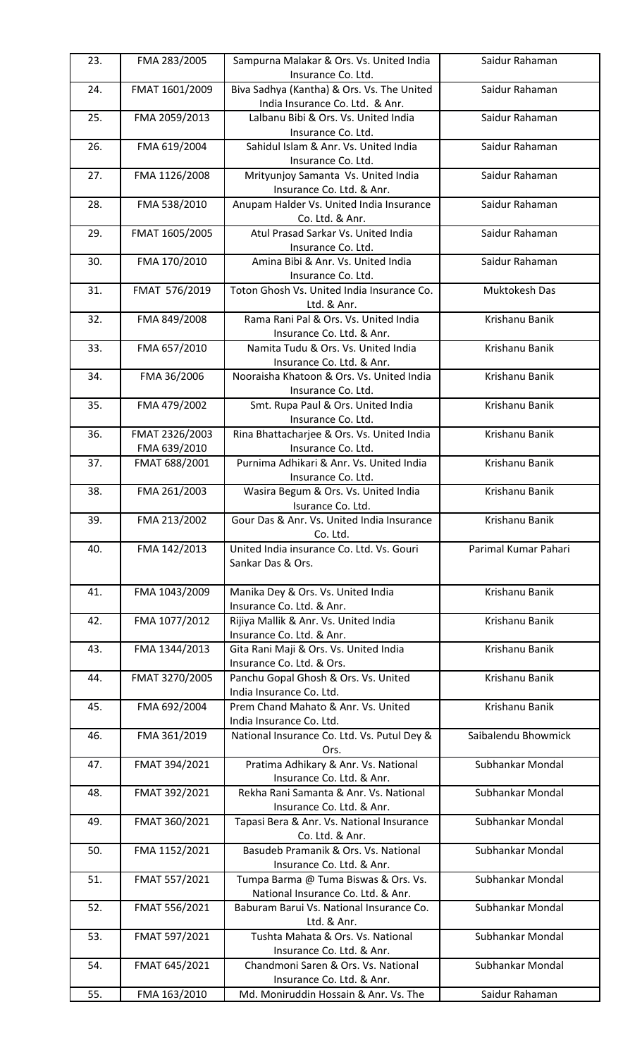| 23. | FMA 283/2005 | Sampurna Malakar & Ors. Vs. United India Insurance Co. Ltd. | Saidur Rahaman |
|---|---|---|---|
| 24. | FMAT 1601/2009 | Biva Sadhya (Kantha) & Ors. Vs. The United India Insurance Co. Ltd. & Anr. | Saidur Rahaman |
| 25. | FMA 2059/2013 | Lalbanu Bibi & Ors. Vs. United India Insurance Co. Ltd. | Saidur Rahaman |
| 26. | FMA 619/2004 | Sahidul Islam & Anr. Vs. United India Insurance Co. Ltd. | Saidur Rahaman |
| 27. | FMA 1126/2008 | Mrityunjoy Samanta Vs. United India Insurance Co. Ltd. & Anr. | Saidur Rahaman |
| 28. | FMA 538/2010 | Anupam Halder Vs. United India Insurance Co. Ltd. & Anr. | Saidur Rahaman |
| 29. | FMAT 1605/2005 | Atul Prasad Sarkar Vs. United India Insurance Co. Ltd. | Saidur Rahaman |
| 30. | FMA 170/2010 | Amina Bibi & Anr. Vs. United India Insurance Co. Ltd. | Saidur Rahaman |
| 31. | FMAT 576/2019 | Toton Ghosh Vs. United India Insurance Co. Ltd. & Anr. | Muktokesh Das |
| 32. | FMA 849/2008 | Rama Rani Pal & Ors. Vs. United India Insurance Co. Ltd. & Anr. | Krishanu Banik |
| 33. | FMA 657/2010 | Namita Tudu & Ors. Vs. United India Insurance Co. Ltd. & Anr. | Krishanu Banik |
| 34. | FMA 36/2006 | Nooraisha Khatoon & Ors. Vs. United India Insurance Co. Ltd. | Krishanu Banik |
| 35. | FMA 479/2002 | Smt. Rupa Paul & Ors. United India Insurance Co. Ltd. | Krishanu Banik |
| 36. | FMAT 2326/2003<br>FMA 639/2010 | Rina Bhattacharjee & Ors. Vs. United India Insurance Co. Ltd. | Krishanu Banik |
| 37. | FMAT 688/2001 | Purnima Adhikari & Anr. Vs. United India Insurance Co. Ltd. | Krishanu Banik |
| 38. | FMA 261/2003 | Wasira Begum & Ors. Vs. United India Isurance Co. Ltd. | Krishanu Banik |
| 39. | FMA 213/2002 | Gour Das & Anr. Vs. United India Insurance Co. Ltd. | Krishanu Banik |
| 40. | FMA 142/2013 | United India insurance Co. Ltd. Vs. Gouri Sankar Das & Ors. | Parimal Kumar Pahari |
| 41. | FMA 1043/2009 | Manika Dey & Ors. Vs. United India Insurance Co. Ltd. & Anr. | Krishanu Banik |
| 42. | FMA 1077/2012 | Rijiya Mallik & Anr. Vs. United India Insurance Co. Ltd. & Anr. | Krishanu Banik |
| 43. | FMA 1344/2013 | Gita Rani Maji & Ors. Vs. United India Insurance Co. Ltd. & Ors. | Krishanu Banik |
| 44. | FMAT 3270/2005 | Panchu Gopal Ghosh & Ors. Vs. United India Insurance Co. Ltd. | Krishanu Banik |
| 45. | FMA 692/2004 | Prem Chand Mahato & Anr. Vs. United India Insurance Co. Ltd. | Krishanu Banik |
| 46. | FMA 361/2019 | National Insurance Co. Ltd. Vs. Putul Dey & Ors. | Saibalendu Bhowmick |
| 47. | FMAT 394/2021 | Pratima Adhikary & Anr. Vs. National Insurance Co. Ltd. & Anr. | Subhankar Mondal |
| 48. | FMAT 392/2021 | Rekha Rani Samanta & Anr. Vs. National Insurance Co. Ltd. & Anr. | Subhankar Mondal |
| 49. | FMAT 360/2021 | Tapasi Bera & Anr. Vs. National Insurance Co. Ltd. & Anr. | Subhankar Mondal |
| 50. | FMA 1152/2021 | Basudeb Pramanik & Ors. Vs. National Insurance Co. Ltd. & Anr. | Subhankar Mondal |
| 51. | FMAT 557/2021 | Tumpa Barma @ Tuma Biswas & Ors. Vs. National Insurance Co. Ltd. & Anr. | Subhankar Mondal |
| 52. | FMAT 556/2021 | Baburam Barui Vs. National Insurance Co. Ltd. & Anr. | Subhankar Mondal |
| 53. | FMAT 597/2021 | Tushta Mahata & Ors. Vs. National Insurance Co. Ltd. & Anr. | Subhankar Mondal |
| 54. | FMAT 645/2021 | Chandmoni Saren & Ors. Vs. National Insurance Co. Ltd. & Anr. | Subhankar Mondal |
| 55. | FMA 163/2010 | Md. Moniruddin Hossain & Anr. Vs. The | Saidur Rahaman |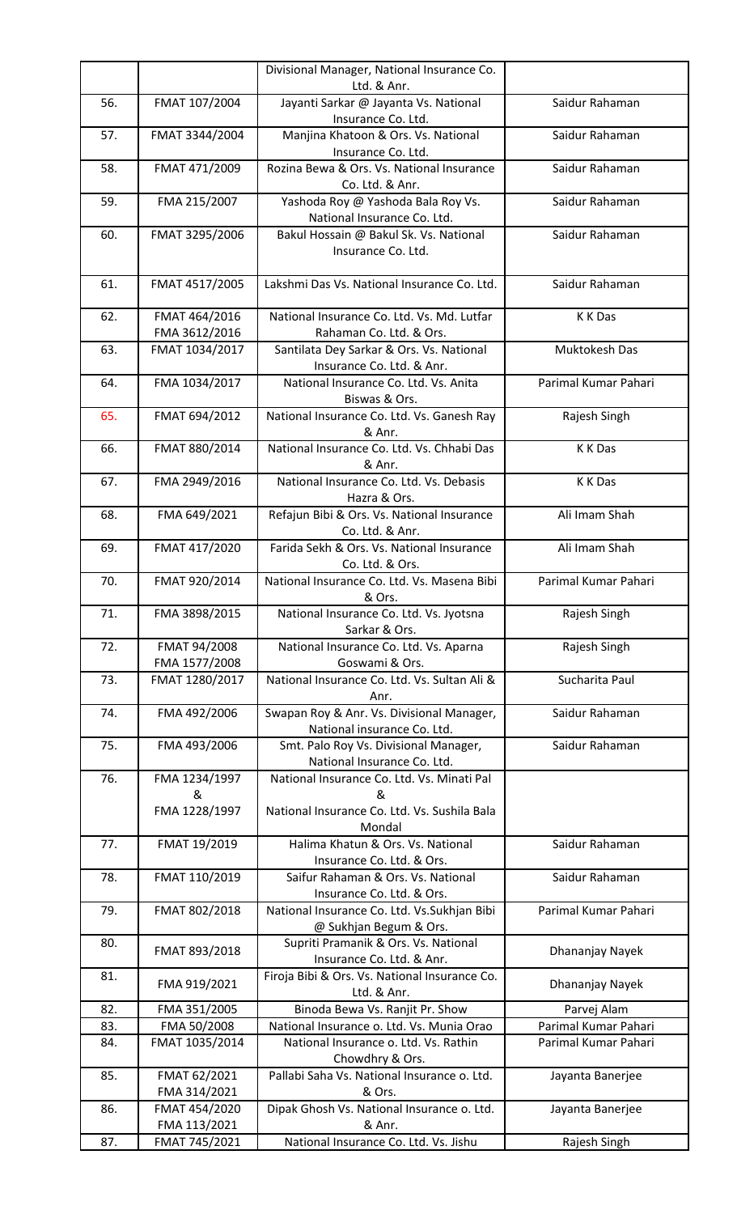| | | Divisional Manager, National Insurance Co. Ltd. & Anr. | |
|---|---|---|---|
| 56. | FMAT 107/2004 | Jayanti Sarkar @ Jayanta Vs. National Insurance Co. Ltd. | Saidur Rahaman |
| 57. | FMAT 3344/2004 | Manjina Khatoon & Ors. Vs. National Insurance Co. Ltd. | Saidur Rahaman |
| 58. | FMAT 471/2009 | Rozina Bewa & Ors. Vs. National Insurance Co. Ltd. & Anr. | Saidur Rahaman |
| 59. | FMA 215/2007 | Yashoda Roy @ Yashoda Bala Roy Vs. National Insurance Co. Ltd. | Saidur Rahaman |
| 60. | FMAT 3295/2006 | Bakul Hossain @ Bakul Sk. Vs. National Insurance Co. Ltd. | Saidur Rahaman |
| 61. | FMAT 4517/2005 | Lakshmi Das Vs. National Insurance Co. Ltd. | Saidur Rahaman |
| 62. | FMAT 464/2016<br>FMA 3612/2016 | National Insurance Co. Ltd. Vs. Md. Lutfar Rahaman Co. Ltd. & Ors. | K K Das |
| 63. | FMAT 1034/2017 | Santilata Dey Sarkar & Ors. Vs. National Insurance Co. Ltd. & Anr. | Muktokesh Das |
| 64. | FMA 1034/2017 | National Insurance Co. Ltd. Vs. Anita Biswas & Ors. | Parimal Kumar Pahari |
| 65. | FMAT 694/2012 | National Insurance Co. Ltd. Vs. Ganesh Ray & Anr. | Rajesh Singh |
| 66. | FMAT 880/2014 | National Insurance Co. Ltd. Vs. Chhabi Das & Anr. | K K Das |
| 67. | FMA 2949/2016 | National Insurance Co. Ltd. Vs. Debasis Hazra & Ors. | K K Das |
| 68. | FMA 649/2021 | Refajun Bibi & Ors. Vs. National Insurance Co. Ltd. & Anr. | Ali Imam Shah |
| 69. | FMAT 417/2020 | Farida Sekh & Ors. Vs. National Insurance Co. Ltd. & Ors. | Ali Imam Shah |
| 70. | FMAT 920/2014 | National Insurance Co. Ltd. Vs. Masena Bibi & Ors. | Parimal Kumar Pahari |
| 71. | FMA 3898/2015 | National Insurance Co. Ltd. Vs. Jyotsna Sarkar & Ors. | Rajesh Singh |
| 72. | FMAT 94/2008<br>FMA 1577/2008 | National Insurance Co. Ltd. Vs. Aparna Goswami & Ors. | Rajesh Singh |
| 73. | FMAT 1280/2017 | National Insurance Co. Ltd. Vs. Sultan Ali & Anr. | Sucharita Paul |
| 74. | FMA 492/2006 | Swapan Roy & Anr. Vs. Divisional Manager, National insurance Co. Ltd. | Saidur Rahaman |
| 75. | FMA 493/2006 | Smt. Palo Roy Vs. Divisional Manager, National Insurance Co. Ltd. | Saidur Rahaman |
| 76. | FMA 1234/1997<br>&<br>FMA 1228/1997 | National Insurance Co. Ltd. Vs. Minati Pal<br>&<br>National Insurance Co. Ltd. Vs. Sushila Bala Mondal | |
| 77. | FMAT 19/2019 | Halima Khatun & Ors. Vs. National Insurance Co. Ltd. & Ors. | Saidur Rahaman |
| 78. | FMAT 110/2019 | Saifur Rahaman & Ors. Vs. National Insurance Co. Ltd. & Ors. | Saidur Rahaman |
| 79. | FMAT 802/2018 | National Insurance Co. Ltd. Vs.Sukhjan Bibi @ Sukhjan Begum & Ors. | Parimal Kumar Pahari |
| 80. | FMAT 893/2018 | Supriti Pramanik & Ors. Vs. National Insurance Co. Ltd. & Anr. | Dhananjay Nayek |
| 81. | FMA 919/2021 | Firoja Bibi & Ors. Vs. National Insurance Co. Ltd. & Anr. | Dhananjay Nayek |
| 82. | FMA 351/2005 | Binoda Bewa Vs. Ranjit Pr. Show | Parvej Alam |
| 83. | FMA 50/2008 | National Insurance o. Ltd. Vs. Munia Orao | Parimal Kumar Pahari |
| 84. | FMAT 1035/2014 | National Insurance o. Ltd. Vs. Rathin Chowdhry & Ors. | Parimal Kumar Pahari |
| 85. | FMAT 62/2021<br>FMA 314/2021 | Pallabi Saha Vs. National Insurance o. Ltd. & Ors. | Jayanta Banerjee |
| 86. | FMAT 454/2020<br>FMA 113/2021 | Dipak Ghosh Vs. National Insurance o. Ltd. & Anr. | Jayanta Banerjee |
| 87. | FMAT 745/2021 | National Insurance Co. Ltd. Vs. Jishu | Rajesh Singh |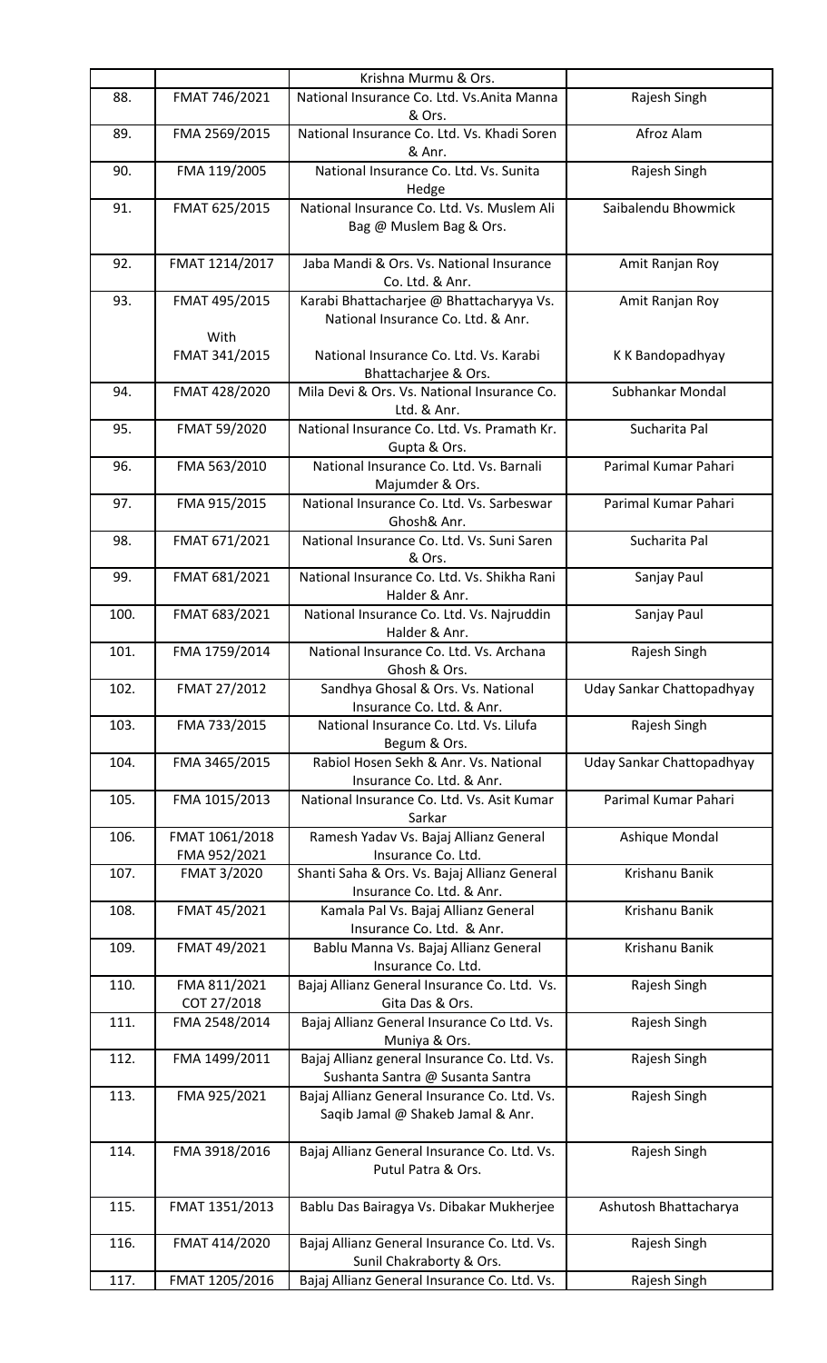| | | Krishna Murmu & Ors. | |
|---|---|---|---|
| 88. | FMAT 746/2021 | National Insurance Co. Ltd. Vs.Anita Manna & Ors. | Rajesh Singh |
| 89. | FMA 2569/2015 | National Insurance Co. Ltd. Vs. Khadi Soren & Anr. | Afroz Alam |
| 90. | FMA 119/2005 | National Insurance Co. Ltd. Vs. Sunita Hedge | Rajesh Singh |
| 91. | FMAT 625/2015 | National Insurance Co. Ltd. Vs. Muslem Ali Bag @ Muslem Bag & Ors. | Saibalendu Bhowmick |
| 92. | FMAT 1214/2017 | Jaba Mandi & Ors. Vs. National Insurance Co. Ltd. & Anr. | Amit Ranjan Roy |
| 93. | FMAT 495/2015<br>With<br>FMAT 341/2015 | Karabi Bhattacharjee @ Bhattacharyya Vs. National Insurance Co. Ltd. & Anr.<br><br>National Insurance Co. Ltd. Vs. Karabi Bhattacharjee & Ors. | Amit Ranjan Roy<br><br>K K Bandopadhyay |
| 94. | FMAT 428/2020 | Mila Devi & Ors. Vs. National Insurance Co. Ltd. & Anr. | Subhankar Mondal |
| 95. | FMAT 59/2020 | National Insurance Co. Ltd. Vs. Pramath Kr. Gupta & Ors. | Sucharita Pal |
| 96. | FMA 563/2010 | National Insurance Co. Ltd. Vs. Barnali Majumder & Ors. | Parimal Kumar Pahari |
| 97. | FMA 915/2015 | National Insurance Co. Ltd. Vs. Sarbeswar Ghosh& Anr. | Parimal Kumar Pahari |
| 98. | FMAT 671/2021 | National Insurance Co. Ltd. Vs. Suni Saren & Ors. | Sucharita Pal |
| 99. | FMAT 681/2021 | National Insurance Co. Ltd. Vs. Shikha Rani Halder & Anr. | Sanjay Paul |
| 100. | FMAT 683/2021 | National Insurance Co. Ltd. Vs. Najruddin Halder & Anr. | Sanjay Paul |
| 101. | FMA 1759/2014 | National Insurance Co. Ltd. Vs. Archana Ghosh & Ors. | Rajesh Singh |
| 102. | FMAT 27/2012 | Sandhya Ghosal & Ors. Vs. National Insurance Co. Ltd. & Anr. | Uday Sankar Chattopadhyay |
| 103. | FMA 733/2015 | National Insurance Co. Ltd. Vs. Lilufa Begum & Ors. | Rajesh Singh |
| 104. | FMA 3465/2015 | Rabiol Hosen Sekh & Anr. Vs. National Insurance Co. Ltd. & Anr. | Uday Sankar Chattopadhyay |
| 105. | FMA 1015/2013 | National Insurance Co. Ltd. Vs. Asit Kumar Sarkar | Parimal Kumar Pahari |
| 106. | FMAT 1061/2018<br>FMA 952/2021 | Ramesh Yadav Vs. Bajaj Allianz General Insurance Co. Ltd. | Ashique Mondal |
| 107. | FMAT 3/2020 | Shanti Saha & Ors. Vs. Bajaj Allianz General Insurance Co. Ltd. & Anr. | Krishanu Banik |
| 108. | FMAT 45/2021 | Kamala Pal Vs. Bajaj Allianz General Insurance Co. Ltd. & Anr. | Krishanu Banik |
| 109. | FMAT 49/2021 | Bablu Manna Vs. Bajaj Allianz General Insurance Co. Ltd. | Krishanu Banik |
| 110. | FMA 811/2021<br>COT 27/2018 | Bajaj Allianz General Insurance Co. Ltd. Vs. Gita Das & Ors. | Rajesh Singh |
| 111. | FMA 2548/2014 | Bajaj Allianz General Insurance Co Ltd. Vs. Muniya & Ors. | Rajesh Singh |
| 112. | FMA 1499/2011 | Bajaj Allianz general Insurance Co. Ltd. Vs. Sushanta Santra @ Susanta Santra | Rajesh Singh |
| 113. | FMA 925/2021 | Bajaj Allianz General Insurance Co. Ltd. Vs. Saqib Jamal @ Shakeb Jamal & Anr. | Rajesh Singh |
| 114. | FMA 3918/2016 | Bajaj Allianz General Insurance Co. Ltd. Vs. Putul Patra & Ors. | Rajesh Singh |
| 115. | FMAT 1351/2013 | Bablu Das Bairagya Vs. Dibakar Mukherjee | Ashutosh Bhattacharya |
| 116. | FMAT 414/2020 | Bajaj Allianz General Insurance Co. Ltd. Vs. Sunil Chakraborty & Ors. | Rajesh Singh |
| 117. | FMAT 1205/2016 | Bajaj Allianz General Insurance Co. Ltd. Vs. | Rajesh Singh |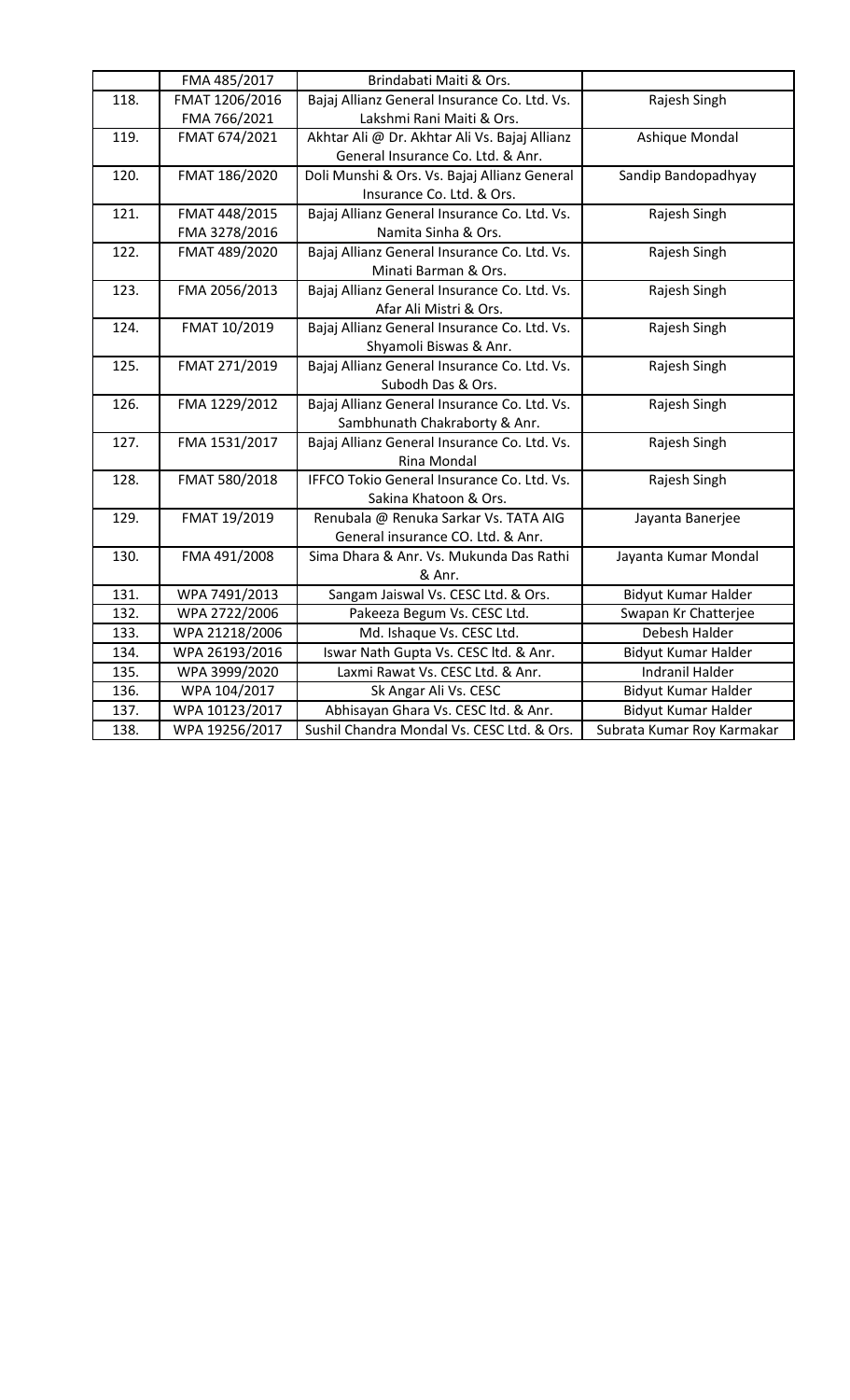| | | | |
|---|---|---|---|
| | FMA 485/2017 | Brindabati Maiti & Ors. | |
| 118. | FMAT 1206/2016 FMA 766/2021 | Bajaj Allianz General Insurance Co. Ltd. Vs. Lakshmi Rani Maiti & Ors. | Rajesh Singh |
| 119. | FMAT 674/2021 | Akhtar Ali @ Dr. Akhtar Ali Vs. Bajaj Allianz General Insurance Co. Ltd. & Anr. | Ashique Mondal |
| 120. | FMAT 186/2020 | Doli Munshi & Ors. Vs. Bajaj Allianz General Insurance Co. Ltd. & Ors. | Sandip Bandopadhyay |
| 121. | FMAT 448/2015 FMA 3278/2016 | Bajaj Allianz General Insurance Co. Ltd. Vs. Namita Sinha & Ors. | Rajesh Singh |
| 122. | FMAT 489/2020 | Bajaj Allianz General Insurance Co. Ltd. Vs. Minati Barman & Ors. | Rajesh Singh |
| 123. | FMA 2056/2013 | Bajaj Allianz General Insurance Co. Ltd. Vs. Afar Ali Mistri & Ors. | Rajesh Singh |
| 124. | FMAT 10/2019 | Bajaj Allianz General Insurance Co. Ltd. Vs. Shyamoli Biswas & Anr. | Rajesh Singh |
| 125. | FMAT 271/2019 | Bajaj Allianz General Insurance Co. Ltd. Vs. Subodh Das & Ors. | Rajesh Singh |
| 126. | FMA 1229/2012 | Bajaj Allianz General Insurance Co. Ltd. Vs. Sambhunath Chakraborty & Anr. | Rajesh Singh |
| 127. | FMA 1531/2017 | Bajaj Allianz General Insurance Co. Ltd. Vs. Rina Mondal | Rajesh Singh |
| 128. | FMAT 580/2018 | IFFCO Tokio General Insurance Co. Ltd. Vs. Sakina Khatoon & Ors. | Rajesh Singh |
| 129. | FMAT 19/2019 | Renubala @ Renuka Sarkar Vs. TATA AIG General insurance CO. Ltd. & Anr. | Jayanta Banerjee |
| 130. | FMA 491/2008 | Sima Dhara & Anr. Vs. Mukunda Das Rathi & Anr. | Jayanta Kumar Mondal |
| 131. | WPA 7491/2013 | Sangam Jaiswal Vs. CESC Ltd. & Ors. | Bidyut Kumar Halder |
| 132. | WPA 2722/2006 | Pakeeza Begum Vs. CESC Ltd. | Swapan Kr Chatterjee |
| 133. | WPA 21218/2006 | Md. Ishaque Vs. CESC Ltd. | Debesh Halder |
| 134. | WPA 26193/2016 | Iswar Nath Gupta Vs. CESC ltd. & Anr. | Bidyut Kumar Halder |
| 135. | WPA 3999/2020 | Laxmi Rawat Vs. CESC Ltd. & Anr. | Indranil Halder |
| 136. | WPA 104/2017 | Sk Angar Ali Vs. CESC | Bidyut Kumar Halder |
| 137. | WPA 10123/2017 | Abhisayan Ghara Vs. CESC ltd. & Anr. | Bidyut Kumar Halder |
| 138. | WPA 19256/2017 | Sushil Chandra Mondal Vs. CESC Ltd. & Ors. | Subrata Kumar Roy Karmakar |